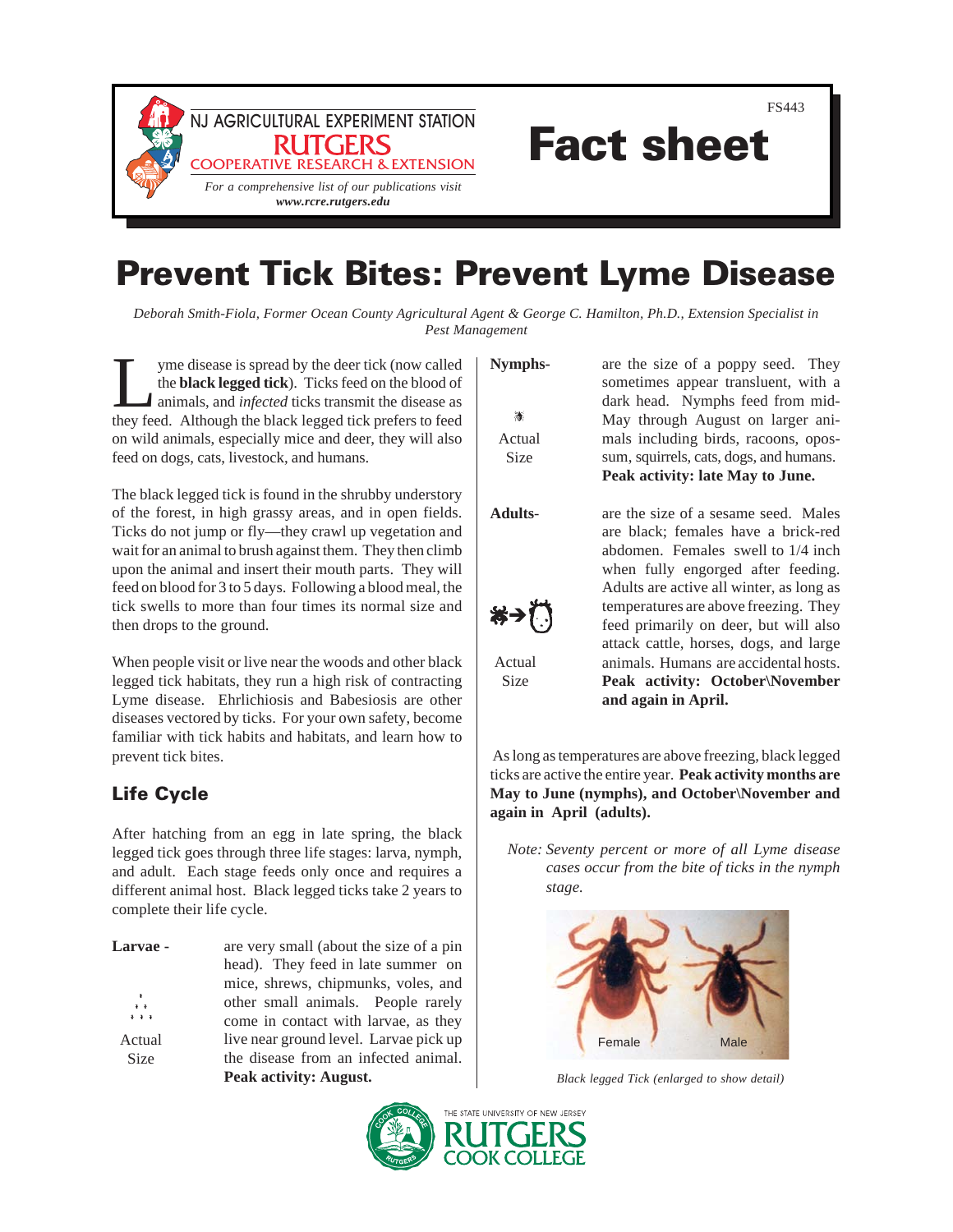NJ AGRICULTURAL EXPERIMENT STATION
RUTGERS
COOPERATIVE RESEARCH & EXTENSION

*For a comprehensive list of our publications visit* ***www.rcre.rutgers.edu***

FS443

# Fact sheet

# Prevent Tick Bites: Prevent Lyme Disease

*Deborah Smith-Fiola, Former Ocean County Agricultural Agent & George C. Hamilton, Ph.D., Extension Specialist in Pest Management*

Lyme disease is spread by the deer tick (now called the **black legged tick**). Ticks feed on the blood of animals, and *infected* ticks transmit the disease as they feed. Although the black legged tick prefers to feed on wild animals, especially mice and deer, they will also feed on dogs, cats, livestock, and humans.

The black legged tick is found in the shrubby understory of the forest, in high grassy areas, and in open fields. Ticks do not jump or fly—they crawl up vegetation and wait for an animal to brush against them. They then climb upon the animal and insert their mouth parts. They will feed on blood for 3 to 5 days. Following a blood meal, the tick swells to more than four times its normal size and then drops to the ground.

When people visit or live near the woods and other black legged tick habitats, they run a high risk of contracting Lyme disease. Ehrlichiosis and Babesiosis are other diseases vectored by ticks. For your own safety, become familiar with tick habits and habitats, and learn how to prevent tick bites.

## Life Cycle

After hatching from an egg in late spring, the black legged tick goes through three life stages: larva, nymph, and adult. Each stage feeds only once and requires a different animal host. Black legged ticks take 2 years to complete their life cycle.

**Larvae -** (Actual Size) are very small (about the size of a pin head). They feed in late summer on mice, shrews, chipmunks, voles, and other small animals. People rarely come in contact with larvae, as they live near ground level. Larvae pick up the disease from an infected animal. **Peak activity: August.**

**Nymphs-** (Actual Size) are the size of a poppy seed. They sometimes appear translucent, with a dark head. Nymphs feed from mid-May through August on larger animals including birds, racoons, opossum, squirrels, cats, dogs, and humans. **Peak activity: late May to June.**

**Adults-** (Actual Size) are the size of a sesame seed. Males are black; females have a brick-red abdomen. Females swell to 1/4 inch when fully engorged after feeding. Adults are active all winter, as long as temperatures are above freezing. They feed primarily on deer, but will also attack cattle, horses, dogs, and large animals. Humans are accidental hosts. **Peak activity: October\November and again in April.**

As long as temperatures are above freezing, black legged ticks are active the entire year. **Peak activity months are May to June (nymphs), and October\November and again in April (adults).**

*Note: Seventy percent or more of all Lyme disease cases occur from the bite of ticks in the nymph stage.*

Female Male

*Black legged Tick (enlarged to show detail)*

THE STATE UNIVERSITY OF NEW JERSEY
RUTGERS
COOK COLLEGE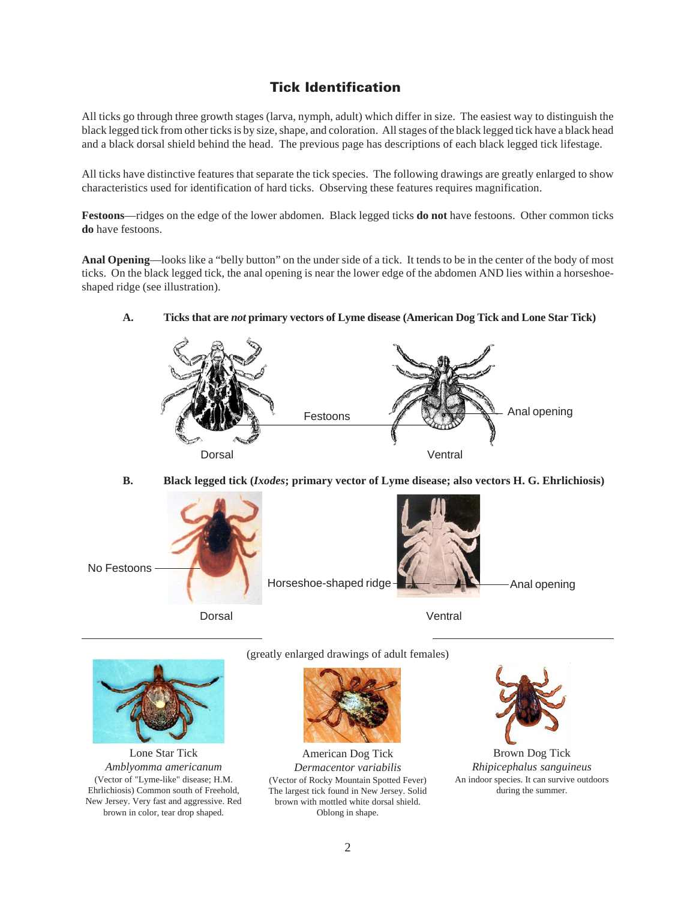# Tick Identification

All ticks go through three growth stages (larva, nymph, adult) which differ in size. The easiest way to distinguish the black legged tick from other ticks is by size, shape, and coloration. All stages of the black legged tick have a black head and a black dorsal shield behind the head. The previous page has descriptions of each black legged tick lifestage.

All ticks have distinctive features that separate the tick species. The following drawings are greatly enlarged to show characteristics used for identification of hard ticks. Observing these features requires magnification.

**Festoons**—ridges on the edge of the lower abdomen. Black legged ticks **do not** have festoons. Other common ticks **do** have festoons.

**Anal Opening**—looks like a "belly button" on the under side of a tick. It tends to be in the center of the body of most ticks. On the black legged tick, the anal opening is near the lower edge of the abdomen AND lies within a horseshoe-shaped ridge (see illustration).

**A. Ticks that are *not* primary vectors of Lyme disease (American Dog Tick and Lone Star Tick)**

Festoons

Anal opening

Dorsal

Ventral

**B. Black legged tick (*Ixodes*; primary vector of Lyme disease; also vectors H. G. Ehrlichiosis)**

No Festoons

Horseshoe-shaped ridge

Anal opening

Dorsal

Ventral

(greatly enlarged drawings of adult females)

Lone Star Tick
*Amblyomma americanum*
(Vector of "Lyme-like" disease; H.M. Ehrlichiosis) Common south of Freehold, New Jersey. Very fast and aggressive. Red brown in color, tear drop shaped.

American Dog Tick
*Dermacentor variabilis*
(Vector of Rocky Mountain Spotted Fever) The largest tick found in New Jersey. Solid brown with mottled white dorsal shield. Oblong in shape.

Brown Dog Tick
*Rhipicephalus sanguineus*
An indoor species. It can survive outdoors during the summer.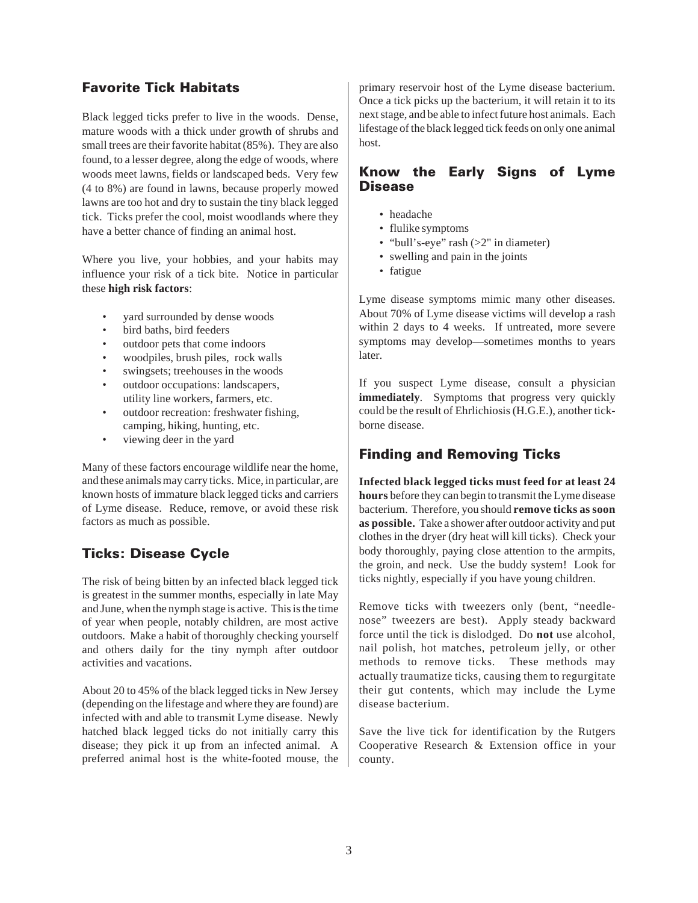## Favorite Tick Habitats

Black legged ticks prefer to live in the woods. Dense, mature woods with a thick under growth of shrubs and small trees are their favorite habitat (85%). They are also found, to a lesser degree, along the edge of woods, where woods meet lawns, fields or landscaped beds. Very few (4 to 8%) are found in lawns, because properly mowed lawns are too hot and dry to sustain the tiny black legged tick. Ticks prefer the cool, moist woodlands where they have a better chance of finding an animal host.

Where you live, your hobbies, and your habits may influence your risk of a tick bite. Notice in particular these **high risk factors**:

- yard surrounded by dense woods
- bird baths, bird feeders
- outdoor pets that come indoors
- woodpiles, brush piles, rock walls
- swingsets; treehouses in the woods
- outdoor occupations: landscapers, utility line workers, farmers, etc.
- outdoor recreation: freshwater fishing, camping, hiking, hunting, etc.
- viewing deer in the yard

Many of these factors encourage wildlife near the home, and these animals may carry ticks. Mice, in particular, are known hosts of immature black legged ticks and carriers of Lyme disease. Reduce, remove, or avoid these risk factors as much as possible.

## Ticks: Disease Cycle

The risk of being bitten by an infected black legged tick is greatest in the summer months, especially in late May and June, when the nymph stage is active. This is the time of year when people, notably children, are most active outdoors. Make a habit of thoroughly checking yourself and others daily for the tiny nymph after outdoor activities and vacations.

About 20 to 45% of the black legged ticks in New Jersey (depending on the lifestage and where they are found) are infected with and able to transmit Lyme disease. Newly hatched black legged ticks do not initially carry this disease; they pick it up from an infected animal. A preferred animal host is the white-footed mouse, the primary reservoir host of the Lyme disease bacterium. Once a tick picks up the bacterium, it will retain it to its next stage, and be able to infect future host animals. Each lifestage of the black legged tick feeds on only one animal host.

## Know the Early Signs of Lyme Disease

- headache
- flulike symptoms
- "bull's-eye" rash (>2" in diameter)
- swelling and pain in the joints
- fatigue

Lyme disease symptoms mimic many other diseases. About 70% of Lyme disease victims will develop a rash within 2 days to 4 weeks. If untreated, more severe symptoms may develop—sometimes months to years later.

If you suspect Lyme disease, consult a physician **immediately**. Symptoms that progress very quickly could be the result of Ehrlichiosis (H.G.E.), another tick-borne disease.

## Finding and Removing Ticks

**Infected black legged ticks must feed for at least 24 hours** before they can begin to transmit the Lyme disease bacterium. Therefore, you should **remove ticks as soon as possible.** Take a shower after outdoor activity and put clothes in the dryer (dry heat will kill ticks). Check your body thoroughly, paying close attention to the armpits, the groin, and neck. Use the buddy system! Look for ticks nightly, especially if you have young children.

Remove ticks with tweezers only (bent, "needle-nose" tweezers are best). Apply steady backward force until the tick is dislodged. Do **not** use alcohol, nail polish, hot matches, petroleum jelly, or other methods to remove ticks. These methods may actually traumatize ticks, causing them to regurgitate their gut contents, which may include the Lyme disease bacterium.

Save the live tick for identification by the Rutgers Cooperative Research & Extension office in your county.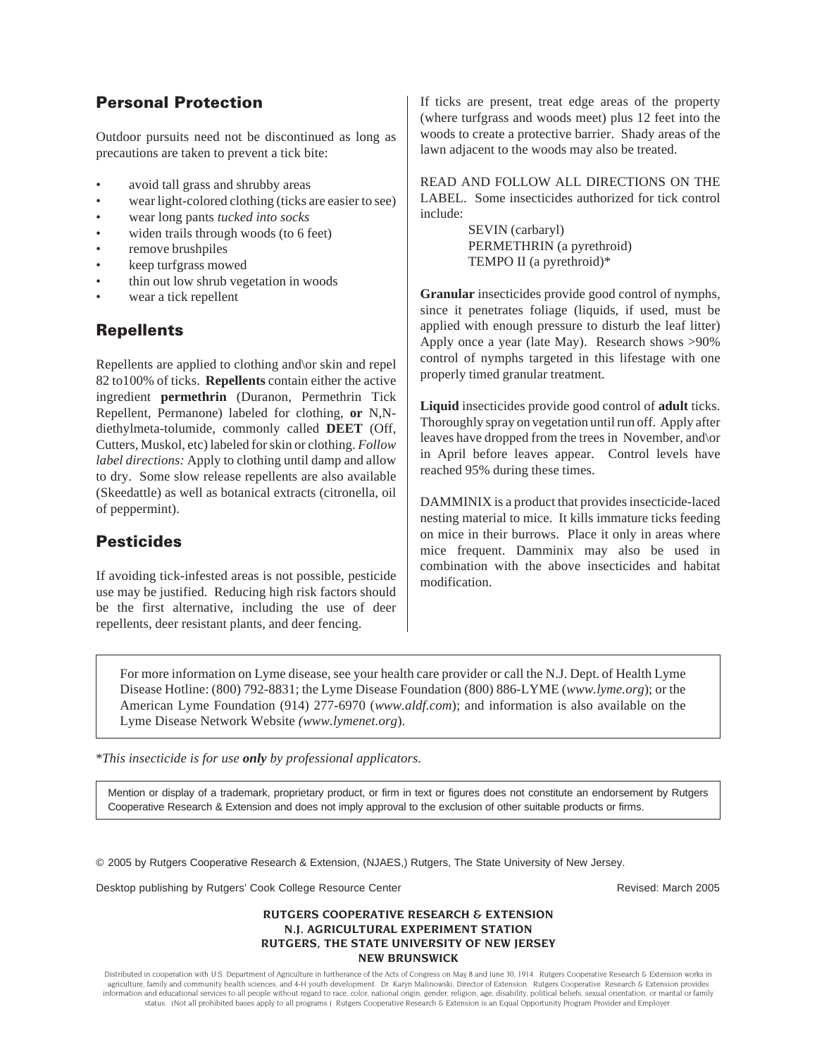## Personal Protection

Outdoor pursuits need not be discontinued as long as precautions are taken to prevent a tick bite:

- avoid tall grass and shrubby areas
- wear light-colored clothing (ticks are easier to see)
- wear long pants *tucked into socks*
- widen trails through woods (to 6 feet)
- remove brushpiles
- keep turfgrass mowed
- thin out low shrub vegetation in woods
- wear a tick repellent

## Repellents

Repellents are applied to clothing and\or skin and repel 82 to100% of ticks. **Repellents** contain either the active ingredient **permethrin** (Duranon, Permethrin Tick Repellent, Permanone) labeled for clothing, **or** N,N-diethylmeta-tolumide, commonly called **DEET** (Off, Cutters, Muskol, etc) labeled for skin or clothing. *Follow label directions:* Apply to clothing until damp and allow to dry. Some slow release repellents are also available (Skeedattle) as well as botanical extracts (citronella, oil of peppermint).

## Pesticides

If avoiding tick-infested areas is not possible, pesticide use may be justified. Reducing high risk factors should be the first alternative, including the use of deer repellents, deer resistant plants, and deer fencing.

If ticks are present, treat edge areas of the property (where turfgrass and woods meet) plus 12 feet into the woods to create a protective barrier. Shady areas of the lawn adjacent to the woods may also be treated.

READ AND FOLLOW ALL DIRECTIONS ON THE LABEL. Some insecticides authorized for tick control include:

SEVIN (carbaryl)
PERMETHRIN (a pyrethroid)
TEMPO II (a pyrethroid)*

**Granular** insecticides provide good control of nymphs, since it penetrates foliage (liquids, if used, must be applied with enough pressure to disturb the leaf litter) Apply once a year (late May). Research shows >90% control of nymphs targeted in this lifestage with one properly timed granular treatment.

**Liquid** insecticides provide good control of **adult** ticks. Thoroughly spray on vegetation until run off. Apply after leaves have dropped from the trees in November, and\or in April before leaves appear. Control levels have reached 95% during these times.

DAMMINIX is a product that provides insecticide-laced nesting material to mice. It kills immature ticks feeding on mice in their burrows. Place it only in areas where mice frequent. Damminix may also be used in combination with the above insecticides and habitat modification.

For more information on Lyme disease, see your health care provider or call the N.J. Dept. of Health Lyme Disease Hotline: (800) 792-8831; the Lyme Disease Foundation (800) 886-LYME (*www.lyme.org*); or the American Lyme Foundation (914) 277-6970 (*www.aldf.com*); and information is also available on the Lyme Disease Network Website *(www.lymenet.org*).

**This insecticide is for use* ***only*** *by professional applicators.*

Mention or display of a trademark, proprietary product, or firm in text or figures does not constitute an endorsement by Rutgers Cooperative Research & Extension and does not imply approval to the exclusion of other suitable products or firms.

© 2005 by Rutgers Cooperative Research & Extension, (NJAES,) Rutgers, The State University of New Jersey.

Desktop publishing by Rutgers' Cook College Resource Center

Revised: March 2005

**RUTGERS COOPERATIVE RESEARCH & EXTENSION**
**N.J. AGRICULTURAL EXPERIMENT STATION**
**RUTGERS, THE STATE UNIVERSITY OF NEW JERSEY**
**NEW BRUNSWICK**

Distributed in cooperation with U.S. Department of Agriculture in furtherance of the Acts of Congress on May 8 and June 30, 1914. Rutgers Cooperative Research & Extension works in agriculture, family and community health sciences, and 4-H youth development. Dr. Karyn Malinowski, Director of Extension. Rutgers Cooperative Research & Extension provides information and educational services to all people without regard to race, color, national origin, gender, religion, age, disability, political beliefs, sexual orientation, or marital or family status. (Not all prohibited bases apply to all programs.) Rutgers Cooperative Research & Extension is an Equal Opportunity Program Provider and Employer.